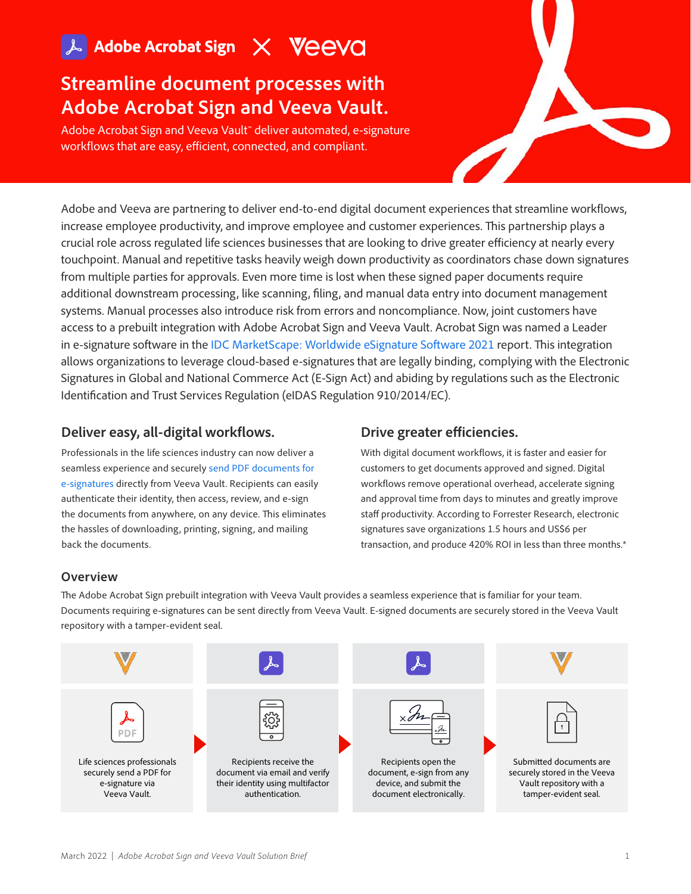Adobe Acrobat Sign × Veeva

# Streamline document processes with Adobe Acrobat Sign and Veeva Vault.

Adobe Acrobat Sign and Veeva Vault™ deliver automated, e-signature workflows that are easy, efficient, connected, and compliant.

Adobe and Veeva are partnering to deliver end-to-end digital document experiences that streamline workflows, increase employee productivity, and improve employee and customer experiences. This partnership plays a crucial role across regulated life sciences businesses that are looking to drive greater efficiency at nearly every touchpoint. Manual and repetitive tasks heavily weigh down productivity as coordinators chase down signatures from multiple parties for approvals. Even more time is lost when these signed paper documents require additional downstream processing, like scanning, filing, and manual data entry into document management systems. Manual processes also introduce risk from errors and noncompliance. Now, joint customers have access to a prebuilt integration with Adobe Acrobat Sign and Veeva Vault. Acrobat Sign was named a Leader in e-signature software in the IDC MarketScape: Worldwide eSignature Software 2021 report. This integration allows organizations to leverage cloud-based e-signatures that are legally binding, complying with the Electronic Signatures in Global and National Commerce Act (E-Sign Act) and abiding by regulations such as the Electronic Identification and Trust Services Regulation (eIDAS Regulation 910/2014/EC).

## Deliver easy, all-digital workflows.

Professionals in the life sciences industry can now deliver a seamless experience and securely send PDF documents for e-signatures directly from Veeva Vault. Recipients can easily authenticate their identity, then access, review, and e-sign the documents from anywhere, on any device. This eliminates the hassles of downloading, printing, signing, and mailing back the documents.

## Drive greater efficiencies.

With digital document workflows, it is faster and easier for customers to get documents approved and signed. Digital workflows remove operational overhead, accelerate signing and approval time from days to minutes and greatly improve staff productivity. According to Forrester Research, electronic signatures save organizations 1.5 hours and US$6 per transaction, and produce 420% ROI in less than three months.*

## Overview

The Adobe Acrobat Sign prebuilt integration with Veeva Vault provides a seamless experience that is familiar for your team. Documents requiring e-signatures can be sent directly from Veeva Vault. E-signed documents are securely stored in the Veeva Vault repository with a tamper-evident seal.

1. Life sciences professionals securely send a PDF for e-signature via Veeva Vault.
2. Recipients receive the document via email and verify their identity using multifactor authentication.
3. Recipients open the document, e-sign from any device, and submit the document electronically.
4. Submitted documents are securely stored in the Veeva Vault repository with a tamper-evident seal.

March 2022 | *Adobe Acrobat Sign and Veeva Vault Solution Brief*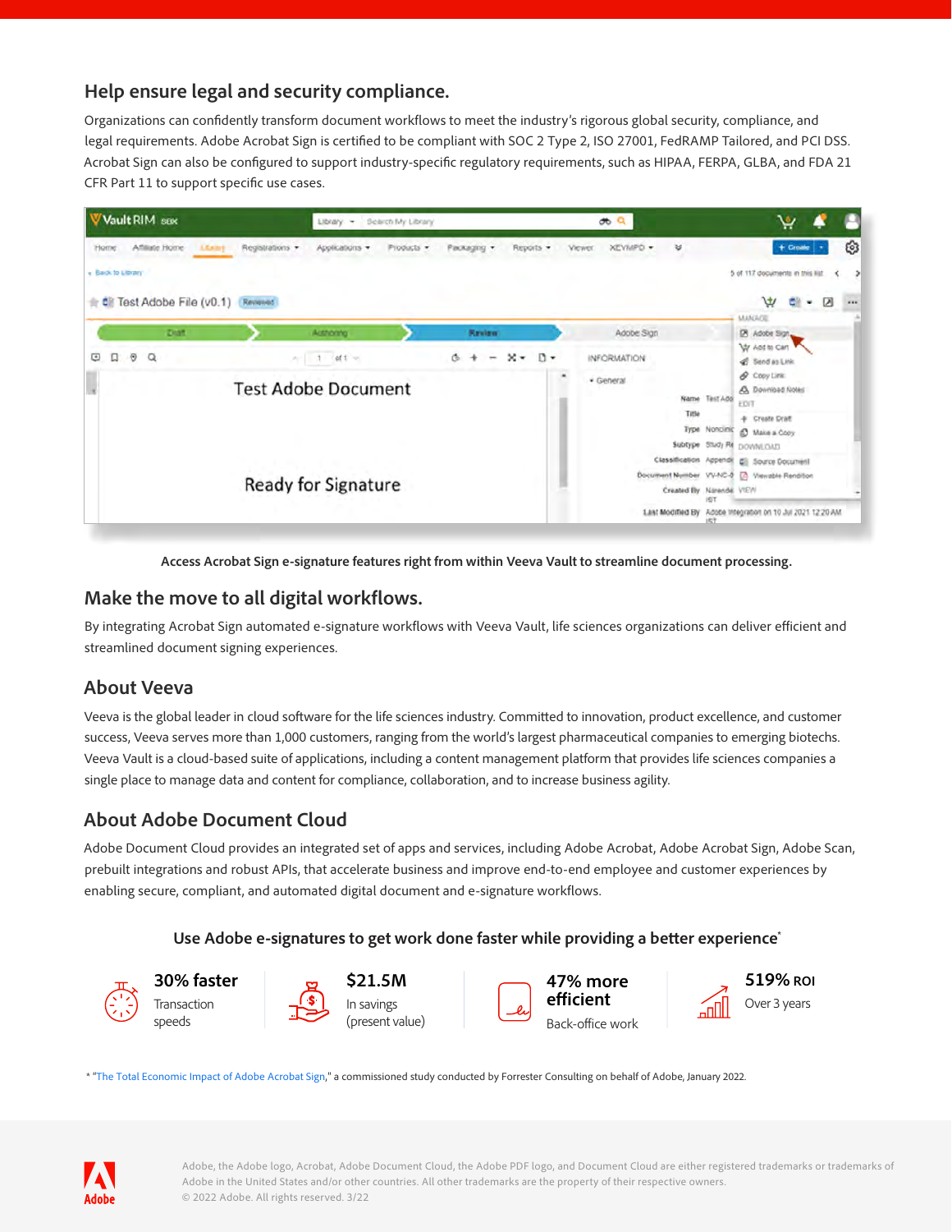## Help ensure legal and security compliance.

Organizations can confidently transform document workflows to meet the industry's rigorous global security, compliance, and legal requirements. Adobe Acrobat Sign is certified to be compliant with SOC 2 Type 2, ISO 27001, FedRAMP Tailored, and PCI DSS. Acrobat Sign can also be configured to support industry-specific regulatory requirements, such as HIPAA, FERPA, GLBA, and FDA 21 CFR Part 11 to support specific use cases.

Access Acrobat Sign e-signature features right from within Veeva Vault to streamline document processing.

## Make the move to all digital workflows.

By integrating Acrobat Sign automated e-signature workflows with Veeva Vault, life sciences organizations can deliver efficient and streamlined document signing experiences.

## About Veeva

Veeva is the global leader in cloud software for the life sciences industry. Committed to innovation, product excellence, and customer success, Veeva serves more than 1,000 customers, ranging from the world's largest pharmaceutical companies to emerging biotechs. Veeva Vault is a cloud-based suite of applications, including a content management platform that provides life sciences companies a single place to manage data and content for compliance, collaboration, and to increase business agility.

## About Adobe Document Cloud

Adobe Document Cloud provides an integrated set of apps and services, including Adobe Acrobat, Adobe Acrobat Sign, Adobe Scan, prebuilt integrations and robust APIs, that accelerate business and improve end-to-end employee and customer experiences by enabling secure, compliant, and automated digital document and e-signature workflows.

### Use Adobe e-signatures to get work done faster while providing a better experience*

**30% faster**
Transaction speeds

**$21.5M**
In savings (present value)

**47% more efficient**
Back-office work

**519% ROI**
Over 3 years

* "The Total Economic Impact of Adobe Acrobat Sign," a commissioned study conducted by Forrester Consulting on behalf of Adobe, January 2022.

Adobe, the Adobe logo, Acrobat, Adobe Document Cloud, the Adobe PDF logo, and Document Cloud are either registered trademarks or trademarks of Adobe in the United States and/or other countries. All other trademarks are the property of their respective owners.
© 2022 Adobe. All rights reserved. 3/22